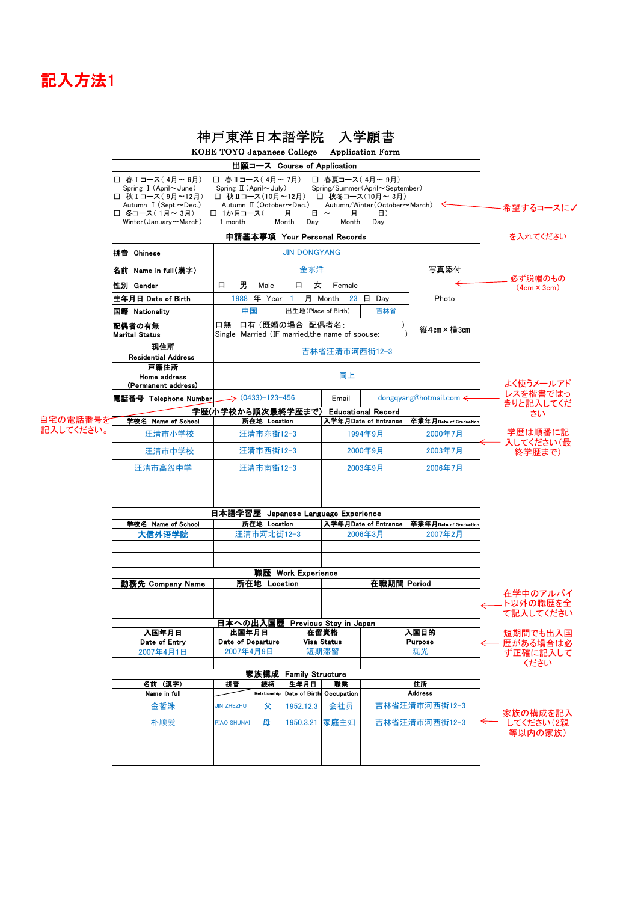# 記入方法1

## 神戸東洋日本語学院　入学願書

**KOBE TOYO Japanese College　Application Form**

**出願コース　Course of Application**

☐ 春Ⅰコース（4月～6月）Spring Ⅰ(April～June)　☐ 春Ⅱコース（4月～7月）Spring Ⅱ(April～July)　☐ 春夏コース（4月～9月）Spring/Summer(April～September)
☐ 秋Ⅰコース（9月～12月）Autumn Ⅰ(Sept.～Dec.)　☐ 秋Ⅱコース（10月～12月）Autumn Ⅱ(October～Dec.)　☐ 秋冬コース（10月～3月）Autumn/Winter(October～March)
☐ 冬コース（1月～3月）Winter(January～March)　☐ 1か月コース（　月　日 ～　月　日）1 month　Month　Day　Month　Day

← 希望するコースに✓を入れてください

**申請基本事項　Your Personal Records**

| | | | |
|---|---|---|---|
| 拼音　Chinese | JIN DONGYANG | | |
| 名前　Name in full(漢字) | 金东洋 | | 写真添付 |
| 性別　Gender | ☐　男　Male　☐　女　Female | | |
| 生年月日 Date of Birth | 1988 年 Year 1 月 Month 23 日 Day | | Photo |
| 国籍　Nationality | 中国 | 出生地(Place of Birth) 吉林省 | |
| 配偶者の有無 Marital Status | ☐無　☐有（既婚の場合　配偶者名：　）Single　Married（IF married,the name of spouse:　） | | 縦4㎝×横3㎝ |
| 現住所 Residential Address | 吉林省汪清市河西街12-3 | | |
| 戸籍住所 Home address (Permanent address) | 同上 | | |
| 電話番号　Telephone Number | (0433)-123-456 | Email | dongqyang@hotmail.com |

← 必ず脱帽のもの（4cm×3cm）

← 自宅の電話番号を記入してください。

← よく使うメールアドレスを楷書ではっきりと記入してください

**学歴(小学校から順次最終学歴まで)　Educational Record**

| 学校名　Name of School | 所在地　Location | 入学年月Date of Entrance | 卒業年月Date of Graduation |
|---|---|---|---|
| 汪清市小学校 | 汪清市东街12-3 | 1994年9月 | 2000年7月 |
| 汪清市中学校 | 汪清市西街12-3 | 2000年9月 | 2003年7月 |
| 汪清市高级中学 | 汪清市南街12-3 | 2003年9月 | 2006年7月 |
| | | | |
| | | | |

← 学歴は順番に記入してください（最終学歴まで）

**日本語学習歴　Japanese Language Experience**

| 学校名　Name of School | 所在地　Location | 入学年月Date of Entrance | 卒業年月Date of Graduation |
|---|---|---|---|
| 大信外语学院 | 汪清市河北街12-3 | 2006年3月 | 2007年2月 |
| | | | |
| | | | |

**職歴　Work Experience**

| 勤務先 Company Name | 所在地　Location | 在職期間 Period | |
|---|---|---|---|
| | | | |
| | | | |

← 在学中のアルバイト以外の職歴を全て記入してください

**日本への出入国歴　Previous Stay in Japan**

| 入国年月日 Date of Entry | 出国年月日 Date of Departure | 在留資格 Visa Status | 入国目的 Purpose |
|---|---|---|---|
| 2007年4月1日 | 2007年4月9日 | 短期滞留 | 观光 |
| | | | |

← 短期間でも出入国歴がある場合は必ず正確に記入してください

**家族構成　Family Structure**

| 名前　(漢字) Name in full | 拼音 | 続柄 Relationship | 生年月日 Date of Birth | 職業 Occupation | 住所 Address |
|---|---|---|---|---|---|
| 金哲洙 | JIN ZHEZHU | 父 | 1952.12.3 | 会社员 | 吉林省汪清市河西街12-3 |
| 朴顺爱 | PIAO SHUNAI | 母 | 1950.3.21 | 家庭主妇 | 吉林省汪清市河西街12-3 |
| | | | | | |
| | | | | | |

← 家族の構成を記入してください（2親等以内の家族）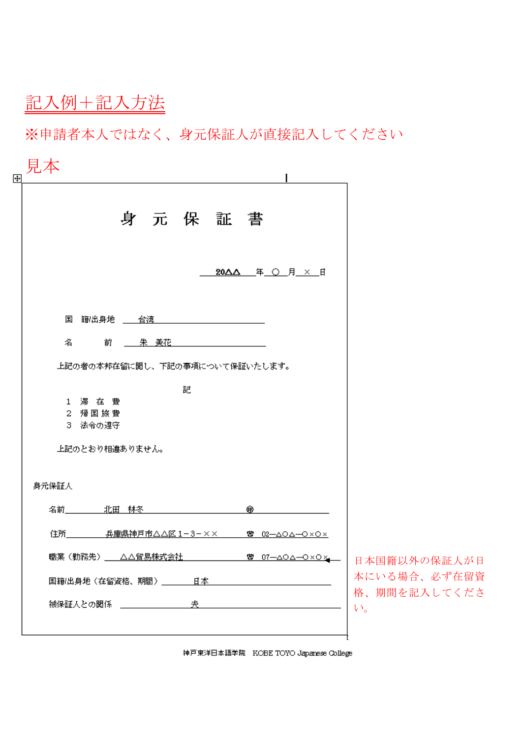# 記入例＋記入方法

※申請者本人ではなく、身元保証人が直接記入してください

見本

## 身　元　保　証　書

20△△　年　○　月　×　日

国　籍/出身地　台湾

名　　　前　朱　美花

上記の者の本邦在留に関し、下記の事項について保証いたします。

記

1　滞　在　費
2　帰 国 旅 費
3　法令の遵守

上記のとおり相違ありません。

身元保証人

名前　北田　林冬　㊞

住所　兵庫県神戸市△△区 1－3－××　☎　02―△○△―○×○×

職業（勤務先）　△△貿易株式会社　☎　07―△○△―○×○×

国籍/出身地（在留資格、期間）　日本

被保証人との関係　夫

日本国籍以外の保証人が日本にいる場合、必ず在留資格、期間を記入してください。

神戸東洋日本語学院　KOBE TOYO Japanese College